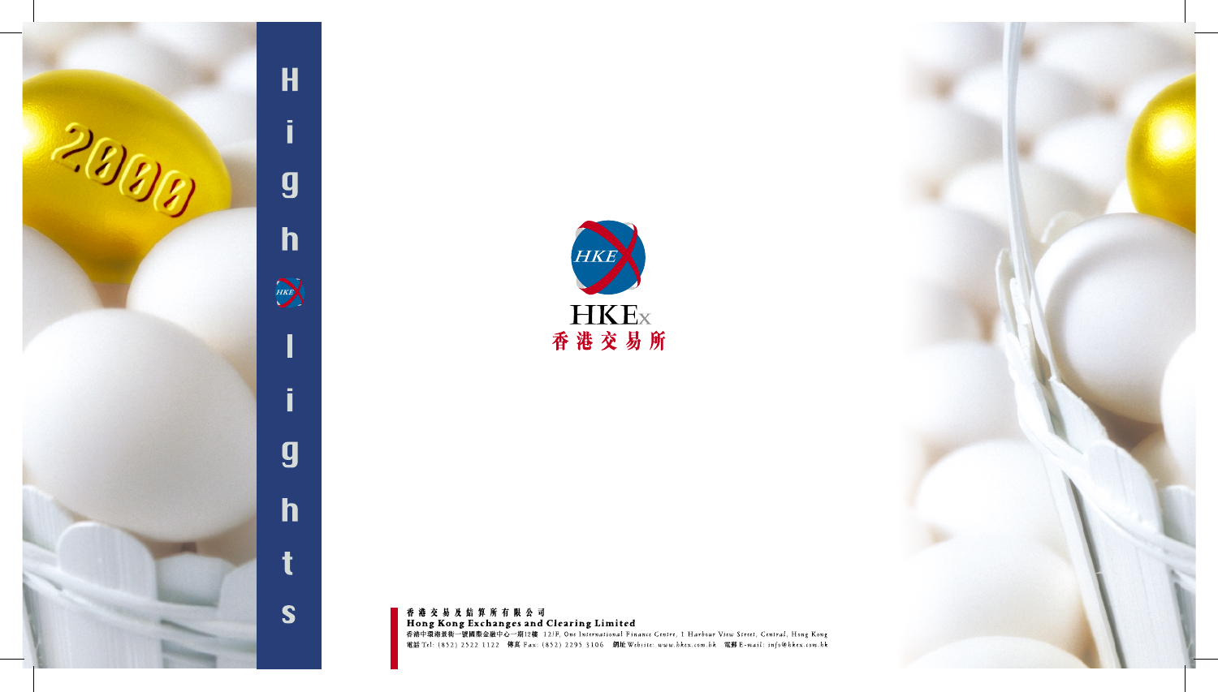# Highlights

HKEx
香港交易所

香港交易及結算所有限公司
**Hong Kong Exchanges and Clearing Limited**
香港中環港景街一號國際金融中心一期12樓 12/F, One International Finance Centre, 1 Harbour View Street, Central, Hong Kong
電話 Tel: (852) 2522 1122 傳真 Fax: (852) 2295 3106 網址 Website: www.hkex.com.hk 電郵 E-mail: info@hkex.com.hk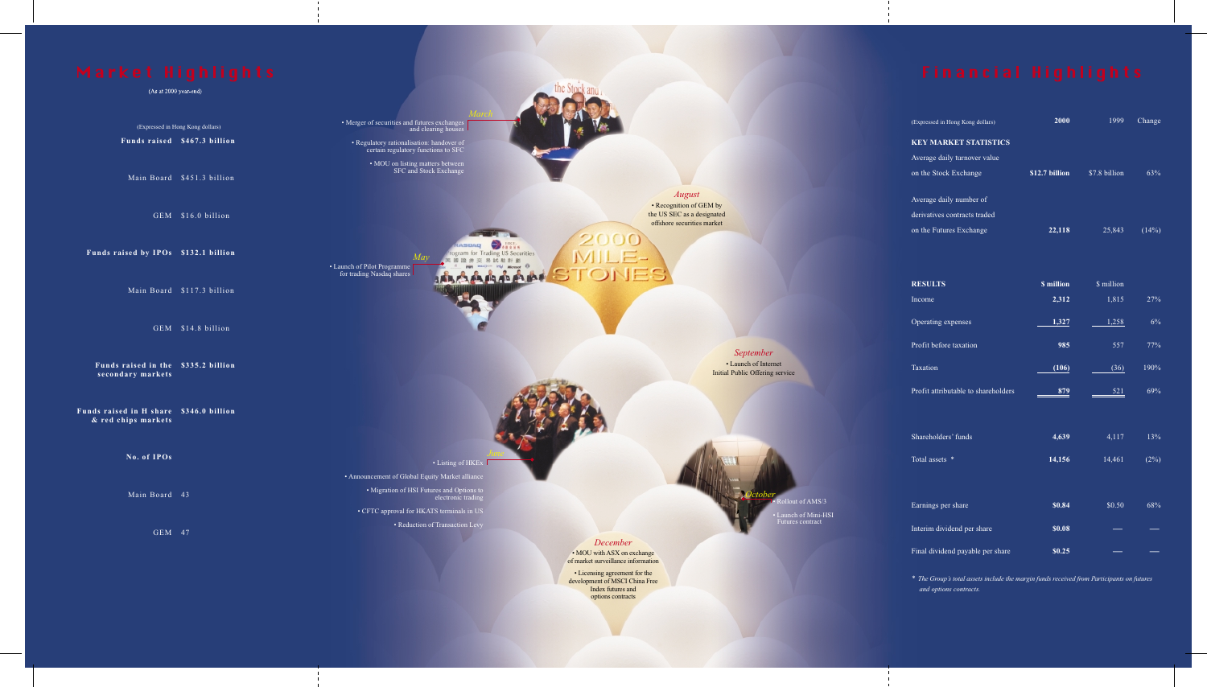# Market Highlights

(As at 2000 year-end)

| (Expressed in Hong Kong dollars) | |
|---|---|
| **Funds raised** | **$467.3 billion** |
| Main Board | $451.3 billion |
| GEM | $16.0 billion |
| **Funds raised by IPOs** | **$132.1 billion** |
| Main Board | $117.3 billion |
| GEM | $14.8 billion |
| **Funds raised in the secondary markets** | **$335.2 billion** |
| **Funds raised in H share & red chips markets** | **$346.0 billion** |
| **No. of IPOs** | |
| Main Board | 43 |
| GEM | 47 |

# 2000 MILESTONES

*March*
- Merger of securities and futures exchanges and clearing houses
- Regulatory rationalisation: handover of certain regulatory functions to SFC
- MOU on listing matters between SFC and Stock Exchange

*May*
- Launch of Pilot Programme for trading Nasdaq shares

*June*
- Listing of HKEx
- Announcement of Global Equity Market alliance
- Migration of HSI Futures and Options to electronic trading
- CFTC approval for HKATS terminals in US
- Reduction of Transaction Levy

*August*
- Recognition of GEM by the US SEC as a designated offshore securities market

*September*
- Launch of Internet Initial Public Offering service

*October*
- Rollout of AMS/3
- Launch of Mini-HSI Futures contract

*December*
- MOU with ASX on exchange of market surveillance information
- Licensing agreement for the development of MSCI China Free Index futures and options contracts

# Financial Highlights

| (Expressed in Hong Kong dollars) | 2000 | 1999 | Change |
|---|---|---|---|
| **KEY MARKET STATISTICS** | | | |
| Average daily turnover value on the Stock Exchange | **$12.7 billion** | $7.8 billion | 63% |
| Average daily number of derivatives contracts traded on the Futures Exchange | **22,118** | 25,843 | (14%) |
| **RESULTS** | **$ million** | $ million | |
| Income | **2,312** | 1,815 | 27% |
| Operating expenses | **1,327** | 1,258 | 6% |
| Profit before taxation | **985** | 557 | 77% |
| Taxation | **(106)** | (36) | 190% |
| Profit attributable to shareholders | **879** | 521 | 69% |
| Shareholders' funds | **4,639** | 4,117 | 13% |
| Total assets * | **14,156** | 14,461 | (2%) |
| Earnings per share | **$0.84** | $0.50 | 68% |
| Interim dividend per share | **$0.08** | — | — |
| Final dividend payable per share | **$0.25** | — | — |

*\* The Group's total assets include the margin funds received from Participants on futures and options contracts.*